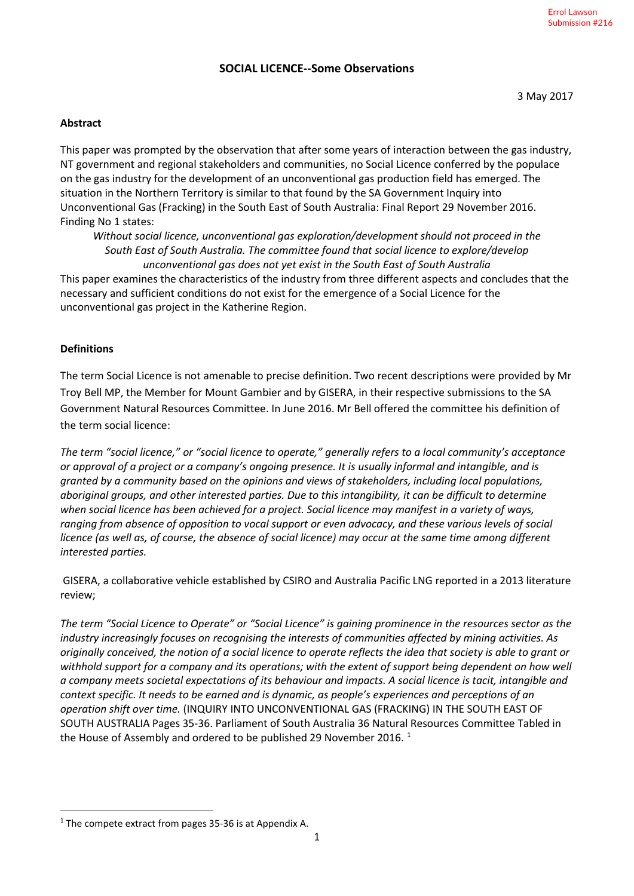Errol Lawson
Submission #216

# SOCIAL LICENCE--Some Observations

3 May 2017

**Abstract**

This paper was prompted by the observation that after some years of interaction between the gas industry, NT government and regional stakeholders and communities, no Social Licence conferred by the populace on the gas industry for the development of an unconventional gas production field has emerged. The situation in the Northern Territory is similar to that found by the SA Government Inquiry into Unconventional Gas (Fracking) in the South East of South Australia: Final Report 29 November 2016. Finding No 1 states:

*Without social licence, unconventional gas exploration/development should not proceed in the South East of South Australia. The committee found that social licence to explore/develop unconventional gas does not yet exist in the South East of South Australia*

This paper examines the characteristics of the industry from three different aspects and concludes that the necessary and sufficient conditions do not exist for the emergence of a Social Licence for the unconventional gas project in the Katherine Region.

**Definitions**

The term Social Licence is not amenable to precise definition. Two recent descriptions were provided by Mr Troy Bell MP, the Member for Mount Gambier and by GISERA, in their respective submissions to the SA Government Natural Resources Committee. In June 2016. Mr Bell offered the committee his definition of the term social licence:

*The term "social licence," or "social licence to operate," generally refers to a local community's acceptance or approval of a project or a company's ongoing presence. It is usually informal and intangible, and is granted by a community based on the opinions and views of stakeholders, including local populations, aboriginal groups, and other interested parties. Due to this intangibility, it can be difficult to determine when social licence has been achieved for a project. Social licence may manifest in a variety of ways, ranging from absence of opposition to vocal support or even advocacy, and these various levels of social licence (as well as, of course, the absence of social licence) may occur at the same time among different interested parties.*

GISERA, a collaborative vehicle established by CSIRO and Australia Pacific LNG reported in a 2013 literature review;

*The term "Social Licence to Operate" or "Social Licence" is gaining prominence in the resources sector as the industry increasingly focuses on recognising the interests of communities affected by mining activities. As originally conceived, the notion of a social licence to operate reflects the idea that society is able to grant or withhold support for a company and its operations; with the extent of support being dependent on how well a company meets societal expectations of its behaviour and impacts. A social licence is tacit, intangible and context specific. It needs to be earned and is dynamic, as people's experiences and perceptions of an operation shift over time.* (INQUIRY INTO UNCONVENTIONAL GAS (FRACKING) IN THE SOUTH EAST OF SOUTH AUSTRALIA Pages 35-36. Parliament of South Australia 36 Natural Resources Committee Tabled in the House of Assembly and ordered to be published 29 November 2016. [1]

[1] The compete extract from pages 35-36 is at Appendix A.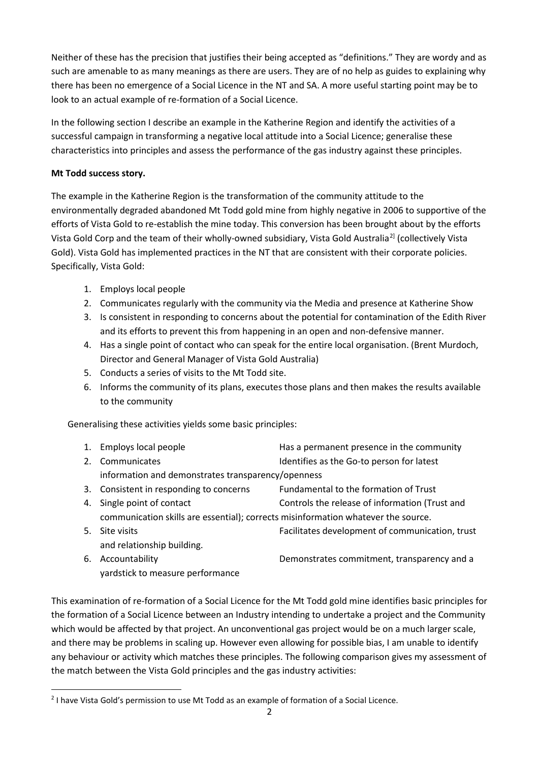Neither of these has the precision that justifies their being accepted as "definitions." They are wordy and as such are amenable to as many meanings as there are users. They are of no help as guides to explaining why there has been no emergence of a Social Licence in the NT and SA. A more useful starting point may be to look to an actual example of re-formation of a Social Licence.

In the following section I describe an example in the Katherine Region and identify the activities of a successful campaign in transforming a negative local attitude into a Social Licence; generalise these characteristics into principles and assess the performance of the gas industry against these principles.

**Mt Todd success story.**

The example in the Katherine Region is the transformation of the community attitude to the environmentally degraded abandoned Mt Todd gold mine from highly negative in 2006 to supportive of the efforts of Vista Gold to re-establish the mine today. This conversion has been brought about by the efforts Vista Gold Corp and the team of their wholly-owned subsidiary, Vista Gold Australia[2] (collectively Vista Gold). Vista Gold has implemented practices in the NT that are consistent with their corporate policies. Specifically, Vista Gold:

1. Employs local people
2. Communicates regularly with the community via the Media and presence at Katherine Show
3. Is consistent in responding to concerns about the potential for contamination of the Edith River and its efforts to prevent this from happening in an open and non-defensive manner.
4. Has a single point of contact who can speak for the entire local organisation. (Brent Murdoch, Director and General Manager of Vista Gold Australia)
5. Conducts a series of visits to the Mt Todd site.
6. Informs the community of its plans, executes those plans and then makes the results available to the community

Generalising these activities yields some basic principles:

| | |
|---|---|
| 1. Employs local people | Has a permanent presence in the community |
| 2. Communicates | Identifies as the Go-to person for latest information and demonstrates transparency/openness |
| 3. Consistent in responding to concerns | Fundamental to the formation of Trust |
| 4. Single point of contact | Controls the release of information (Trust and communication skills are essential); corrects misinformation whatever the source. |
| 5. Site visits | Facilitates development of communication, trust and relationship building. |
| 6. Accountability | Demonstrates commitment, transparency and a yardstick to measure performance |

This examination of re-formation of a Social Licence for the Mt Todd gold mine identifies basic principles for the formation of a Social Licence between an Industry intending to undertake a project and the Community which would be affected by that project. An unconventional gas project would be on a much larger scale, and there may be problems in scaling up. However even allowing for possible bias, I am unable to identify any behaviour or activity which matches these principles. The following comparison gives my assessment of the match between the Vista Gold principles and the gas industry activities:

[2] I have Vista Gold's permission to use Mt Todd as an example of formation of a Social Licence.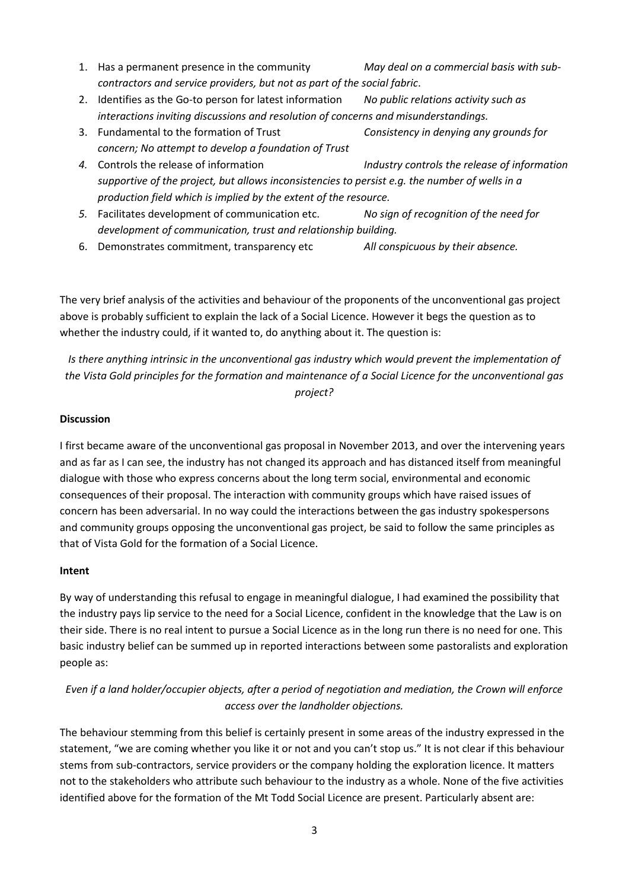1. Has a permanent presence in the community *May deal on a commercial basis with sub-contractors and service providers, but not as part of the social fabric*.
2. Identifies as the Go-to person for latest information *No public relations activity such as interactions inviting discussions and resolution of concerns and misunderstandings.*
3. Fundamental to the formation of Trust *Consistency in denying any grounds for concern; No attempt to develop a foundation of Trust*
4. Controls the release of information *Industry controls the release of information supportive of the project, but allows inconsistencies to persist e.g. the number of wells in a production field which is implied by the extent of the resource.*
5. Facilitates development of communication etc. *No sign of recognition of the need for development of communication, trust and relationship building.*
6. Demonstrates commitment, transparency etc *All conspicuous by their absence.*

The very brief analysis of the activities and behaviour of the proponents of the unconventional gas project above is probably sufficient to explain the lack of a Social Licence. However it begs the question as to whether the industry could, if it wanted to, do anything about it. The question is:

*Is there anything intrinsic in the unconventional gas industry which would prevent the implementation of the Vista Gold principles for the formation and maintenance of a Social Licence for the unconventional gas project?*

**Discussion**

I first became aware of the unconventional gas proposal in November 2013, and over the intervening years and as far as I can see, the industry has not changed its approach and has distanced itself from meaningful dialogue with those who express concerns about the long term social, environmental and economic consequences of their proposal. The interaction with community groups which have raised issues of concern has been adversarial. In no way could the interactions between the gas industry spokespersons and community groups opposing the unconventional gas project, be said to follow the same principles as that of Vista Gold for the formation of a Social Licence.

**Intent**

By way of understanding this refusal to engage in meaningful dialogue, I had examined the possibility that the industry pays lip service to the need for a Social Licence, confident in the knowledge that the Law is on their side. There is no real intent to pursue a Social Licence as in the long run there is no need for one. This basic industry belief can be summed up in reported interactions between some pastoralists and exploration people as:

*Even if a land holder/occupier objects, after a period of negotiation and mediation, the Crown will enforce access over the landholder objections.*

The behaviour stemming from this belief is certainly present in some areas of the industry expressed in the statement, "we are coming whether you like it or not and you can't stop us." It is not clear if this behaviour stems from sub-contractors, service providers or the company holding the exploration licence. It matters not to the stakeholders who attribute such behaviour to the industry as a whole. None of the five activities identified above for the formation of the Mt Todd Social Licence are present. Particularly absent are: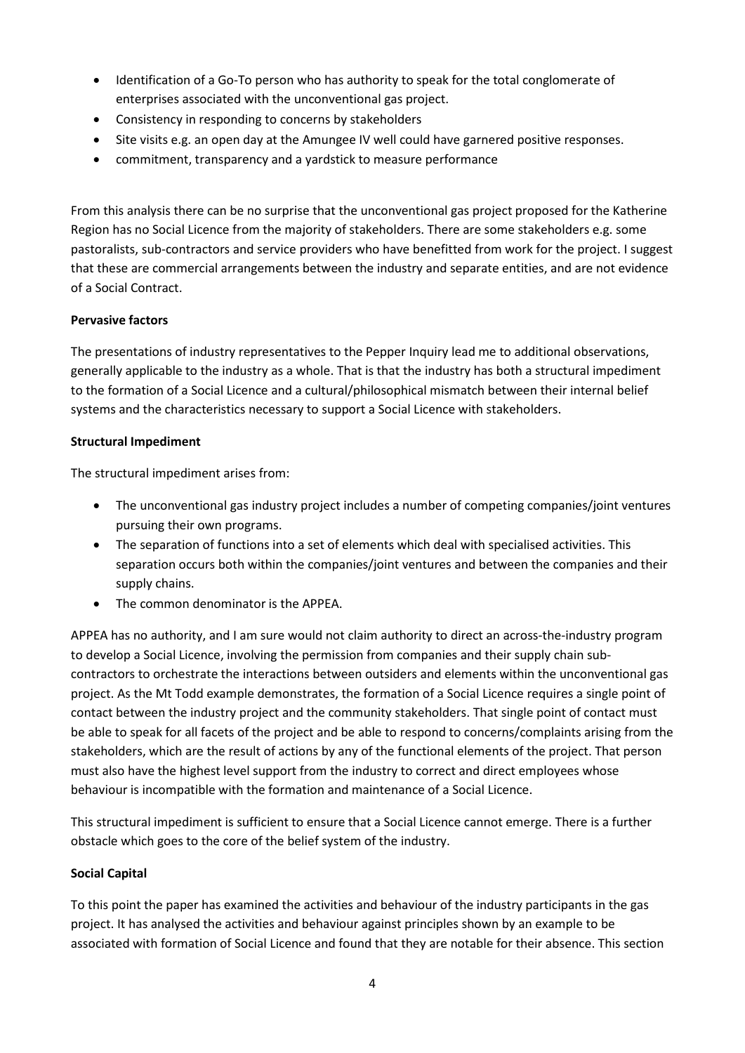- Identification of a Go-To person who has authority to speak for the total conglomerate of enterprises associated with the unconventional gas project.
- Consistency in responding to concerns by stakeholders
- Site visits e.g. an open day at the Amungee IV well could have garnered positive responses.
- commitment, transparency and a yardstick to measure performance

From this analysis there can be no surprise that the unconventional gas project proposed for the Katherine Region has no Social Licence from the majority of stakeholders. There are some stakeholders e.g. some pastoralists, sub-contractors and service providers who have benefitted from work for the project. I suggest that these are commercial arrangements between the industry and separate entities, and are not evidence of a Social Contract.

**Pervasive factors**

The presentations of industry representatives to the Pepper Inquiry lead me to additional observations, generally applicable to the industry as a whole. That is that the industry has both a structural impediment to the formation of a Social Licence and a cultural/philosophical mismatch between their internal belief systems and the characteristics necessary to support a Social Licence with stakeholders.

**Structural Impediment**

The structural impediment arises from:

- The unconventional gas industry project includes a number of competing companies/joint ventures pursuing their own programs.
- The separation of functions into a set of elements which deal with specialised activities. This separation occurs both within the companies/joint ventures and between the companies and their supply chains.
- The common denominator is the APPEA.

APPEA has no authority, and I am sure would not claim authority to direct an across-the-industry program to develop a Social Licence, involving the permission from companies and their supply chain sub-contractors to orchestrate the interactions between outsiders and elements within the unconventional gas project. As the Mt Todd example demonstrates, the formation of a Social Licence requires a single point of contact between the industry project and the community stakeholders. That single point of contact must be able to speak for all facets of the project and be able to respond to concerns/complaints arising from the stakeholders, which are the result of actions by any of the functional elements of the project. That person must also have the highest level support from the industry to correct and direct employees whose behaviour is incompatible with the formation and maintenance of a Social Licence.

This structural impediment is sufficient to ensure that a Social Licence cannot emerge. There is a further obstacle which goes to the core of the belief system of the industry.

**Social Capital**

To this point the paper has examined the activities and behaviour of the industry participants in the gas project. It has analysed the activities and behaviour against principles shown by an example to be associated with formation of Social Licence and found that they are notable for their absence. This section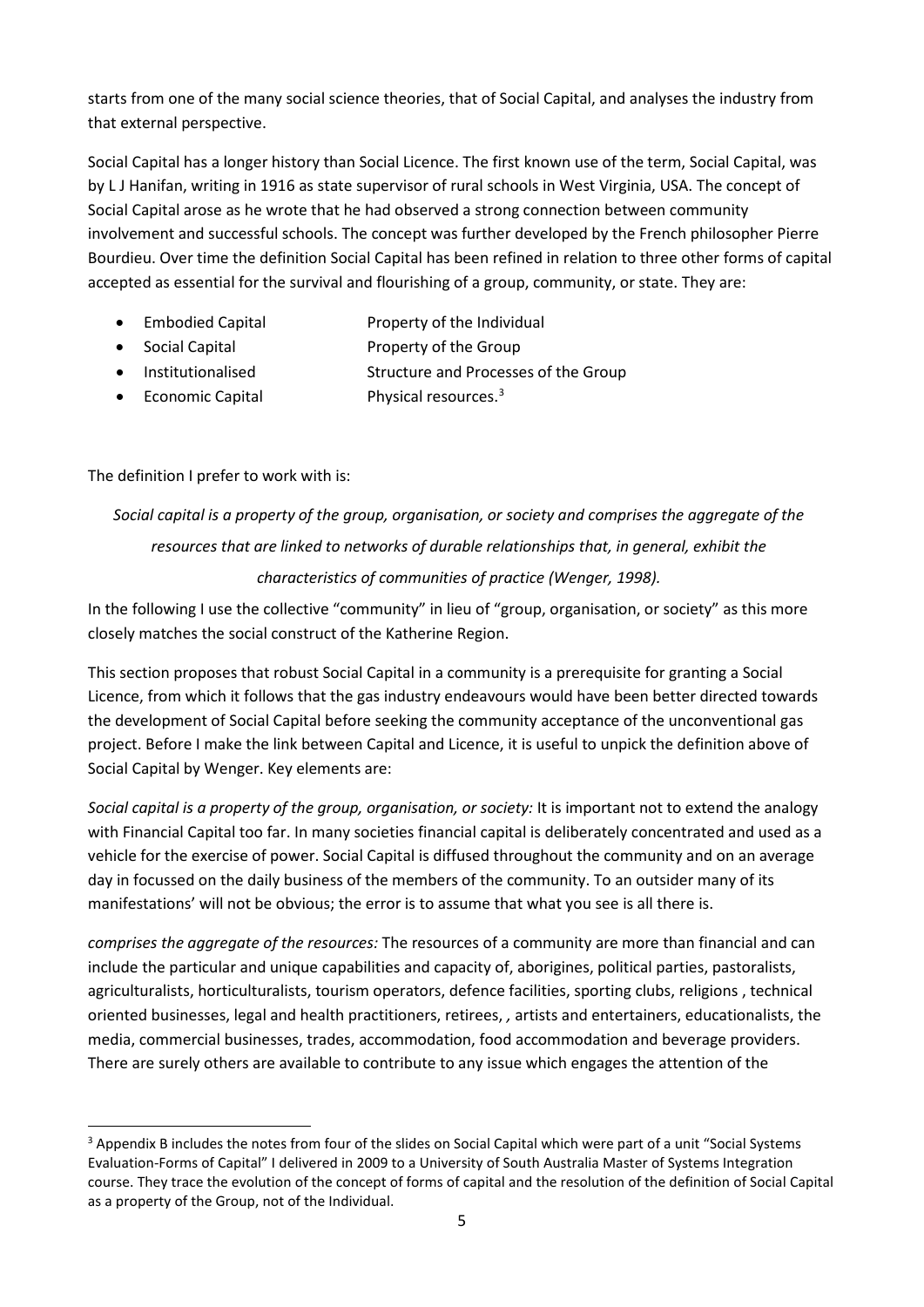starts from one of the many social science theories, that of Social Capital, and analyses the industry from that external perspective.

Social Capital has a longer history than Social Licence. The first known use of the term, Social Capital, was by L J Hanifan, writing in 1916 as state supervisor of rural schools in West Virginia, USA. The concept of Social Capital arose as he wrote that he had observed a strong connection between community involvement and successful schools. The concept was further developed by the French philosopher Pierre Bourdieu. Over time the definition Social Capital has been refined in relation to three other forms of capital accepted as essential for the survival and flourishing of a group, community, or state. They are:

- Embodied Capital — Property of the Individual
- Social Capital — Property of the Group
- Institutionalised — Structure and Processes of the Group
- Economic Capital — Physical resources.[3]

The definition I prefer to work with is:

*Social capital is a property of the group, organisation, or society and comprises the aggregate of the resources that are linked to networks of durable relationships that, in general, exhibit the characteristics of communities of practice (Wenger, 1998).*

In the following I use the collective "community" in lieu of "group, organisation, or society" as this more closely matches the social construct of the Katherine Region.

This section proposes that robust Social Capital in a community is a prerequisite for granting a Social Licence, from which it follows that the gas industry endeavours would have been better directed towards the development of Social Capital before seeking the community acceptance of the unconventional gas project. Before I make the link between Capital and Licence, it is useful to unpick the definition above of Social Capital by Wenger. Key elements are:

*Social capital is a property of the group, organisation, or society:* It is important not to extend the analogy with Financial Capital too far. In many societies financial capital is deliberately concentrated and used as a vehicle for the exercise of power. Social Capital is diffused throughout the community and on an average day in focussed on the daily business of the members of the community. To an outsider many of its manifestations' will not be obvious; the error is to assume that what you see is all there is.

*comprises the aggregate of the resources:* The resources of a community are more than financial and can include the particular and unique capabilities and capacity of, aborigines, political parties, pastoralists, agriculturalists, horticulturalists, tourism operators, defence facilities, sporting clubs, religions , technical oriented businesses, legal and health practitioners, retirees, , artists and entertainers, educationalists, the media, commercial businesses, trades, accommodation, food accommodation and beverage providers. There are surely others are available to contribute to any issue which engages the attention of the

[3] Appendix B includes the notes from four of the slides on Social Capital which were part of a unit "Social Systems Evaluation-Forms of Capital" I delivered in 2009 to a University of South Australia Master of Systems Integration course. They trace the evolution of the concept of forms of capital and the resolution of the definition of Social Capital as a property of the Group, not of the Individual.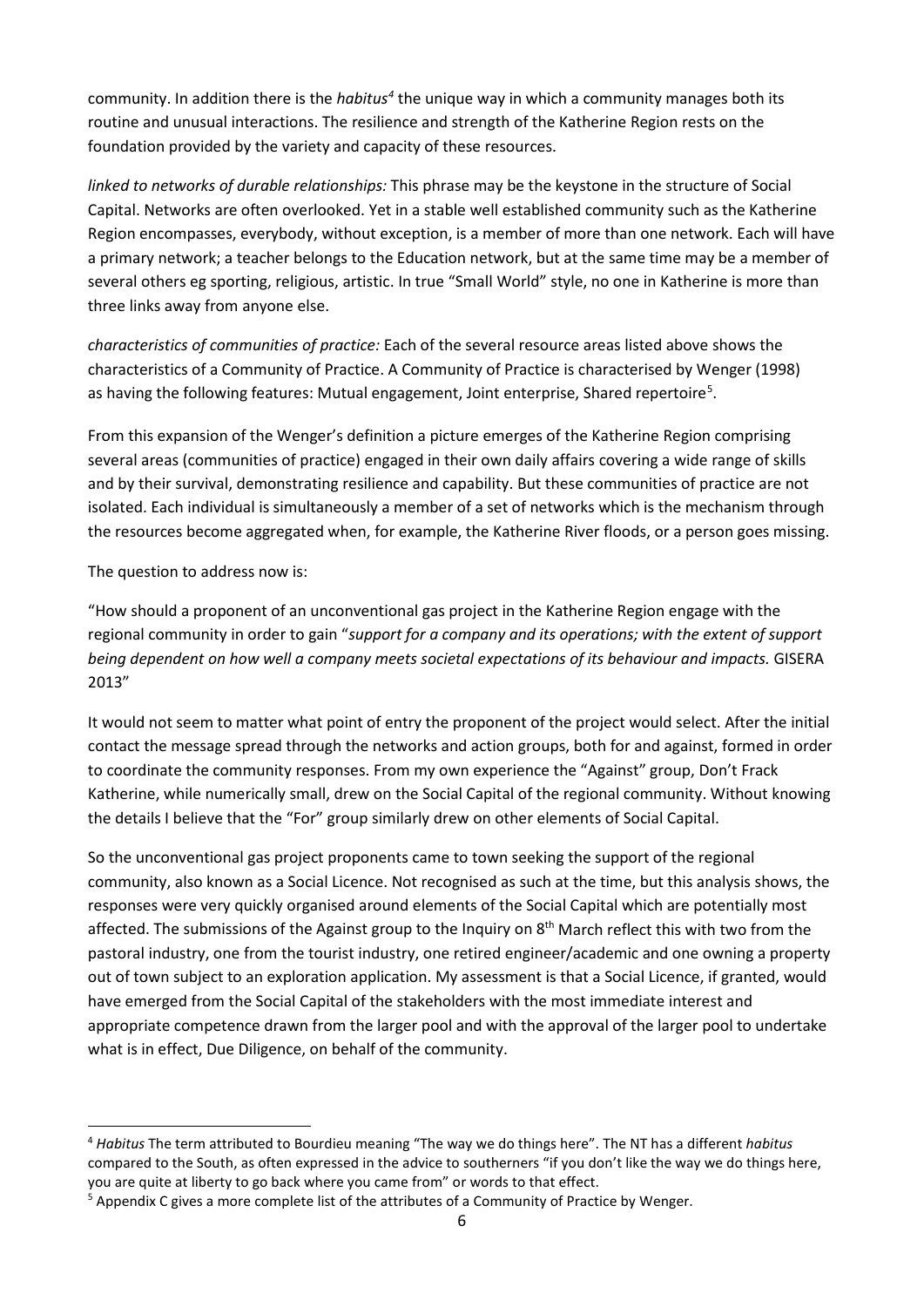community. In addition there is the *habitus*[4] the unique way in which a community manages both its routine and unusual interactions. The resilience and strength of the Katherine Region rests on the foundation provided by the variety and capacity of these resources.

*linked to networks of durable relationships:* This phrase may be the keystone in the structure of Social Capital. Networks are often overlooked. Yet in a stable well established community such as the Katherine Region encompasses, everybody, without exception, is a member of more than one network. Each will have a primary network; a teacher belongs to the Education network, but at the same time may be a member of several others eg sporting, religious, artistic. In true "Small World" style, no one in Katherine is more than three links away from anyone else.

*characteristics of communities of practice:* Each of the several resource areas listed above shows the characteristics of a Community of Practice. A Community of Practice is characterised by Wenger (1998) as having the following features: Mutual engagement, Joint enterprise, Shared repertoire[5].

From this expansion of the Wenger's definition a picture emerges of the Katherine Region comprising several areas (communities of practice) engaged in their own daily affairs covering a wide range of skills and by their survival, demonstrating resilience and capability. But these communities of practice are not isolated. Each individual is simultaneously a member of a set of networks which is the mechanism through the resources become aggregated when, for example, the Katherine River floods, or a person goes missing.

The question to address now is:

"How should a proponent of an unconventional gas project in the Katherine Region engage with the regional community in order to gain "*support for a company and its operations; with the extent of support being dependent on how well a company meets societal expectations of its behaviour and impacts.* GISERA 2013"

It would not seem to matter what point of entry the proponent of the project would select. After the initial contact the message spread through the networks and action groups, both for and against, formed in order to coordinate the community responses. From my own experience the "Against" group, Don't Frack Katherine, while numerically small, drew on the Social Capital of the regional community. Without knowing the details I believe that the "For" group similarly drew on other elements of Social Capital.

So the unconventional gas project proponents came to town seeking the support of the regional community, also known as a Social Licence. Not recognised as such at the time, but this analysis shows, the responses were very quickly organised around elements of the Social Capital which are potentially most affected. The submissions of the Against group to the Inquiry on 8th March reflect this with two from the pastoral industry, one from the tourist industry, one retired engineer/academic and one owning a property out of town subject to an exploration application. My assessment is that a Social Licence, if granted, would have emerged from the Social Capital of the stakeholders with the most immediate interest and appropriate competence drawn from the larger pool and with the approval of the larger pool to undertake what is in effect, Due Diligence, on behalf of the community.

---

[4] *Habitus* The term attributed to Bourdieu meaning "The way we do things here". The NT has a different *habitus* compared to the South, as often expressed in the advice to southerners "if you don't like the way we do things here, you are quite at liberty to go back where you came from" or words to that effect.

[5] Appendix C gives a more complete list of the attributes of a Community of Practice by Wenger.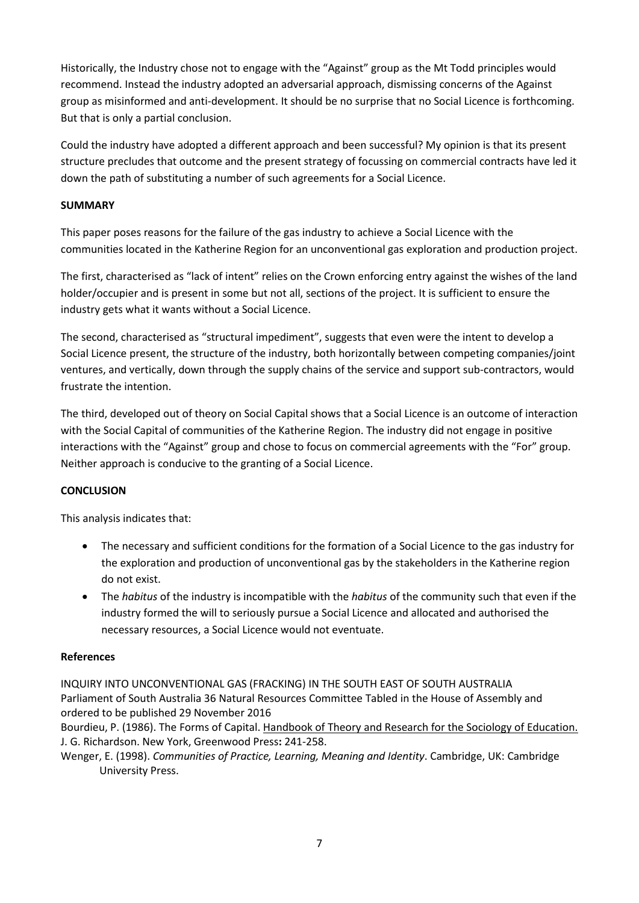Historically, the Industry chose not to engage with the "Against" group as the Mt Todd principles would recommend. Instead the industry adopted an adversarial approach, dismissing concerns of the Against group as misinformed and anti-development. It should be no surprise that no Social Licence is forthcoming. But that is only a partial conclusion.

Could the industry have adopted a different approach and been successful? My opinion is that its present structure precludes that outcome and the present strategy of focussing on commercial contracts have led it down the path of substituting a number of such agreements for a Social Licence.

**SUMMARY**

This paper poses reasons for the failure of the gas industry to achieve a Social Licence with the communities located in the Katherine Region for an unconventional gas exploration and production project.

The first, characterised as "lack of intent" relies on the Crown enforcing entry against the wishes of the land holder/occupier and is present in some but not all, sections of the project. It is sufficient to ensure the industry gets what it wants without a Social Licence.

The second, characterised as "structural impediment", suggests that even were the intent to develop a Social Licence present, the structure of the industry, both horizontally between competing companies/joint ventures, and vertically, down through the supply chains of the service and support sub-contractors, would frustrate the intention.

The third, developed out of theory on Social Capital shows that a Social Licence is an outcome of interaction with the Social Capital of communities of the Katherine Region. The industry did not engage in positive interactions with the "Against" group and chose to focus on commercial agreements with the "For" group. Neither approach is conducive to the granting of a Social Licence.

**CONCLUSION**

This analysis indicates that:

- The necessary and sufficient conditions for the formation of a Social Licence to the gas industry for the exploration and production of unconventional gas by the stakeholders in the Katherine region do not exist.
- The *habitus* of the industry is incompatible with the *habitus* of the community such that even if the industry formed the will to seriously pursue a Social Licence and allocated and authorised the necessary resources, a Social Licence would not eventuate.

**References**

INQUIRY INTO UNCONVENTIONAL GAS (FRACKING) IN THE SOUTH EAST OF SOUTH AUSTRALIA Parliament of South Australia 36 Natural Resources Committee Tabled in the House of Assembly and ordered to be published 29 November 2016

Bourdieu, P. (1986). The Forms of Capital. Handbook of Theory and Research for the Sociology of Education. J. G. Richardson. New York, Greenwood Press**:** 241-258.

Wenger, E. (1998). *Communities of Practice, Learning, Meaning and Identity*. Cambridge, UK: Cambridge University Press.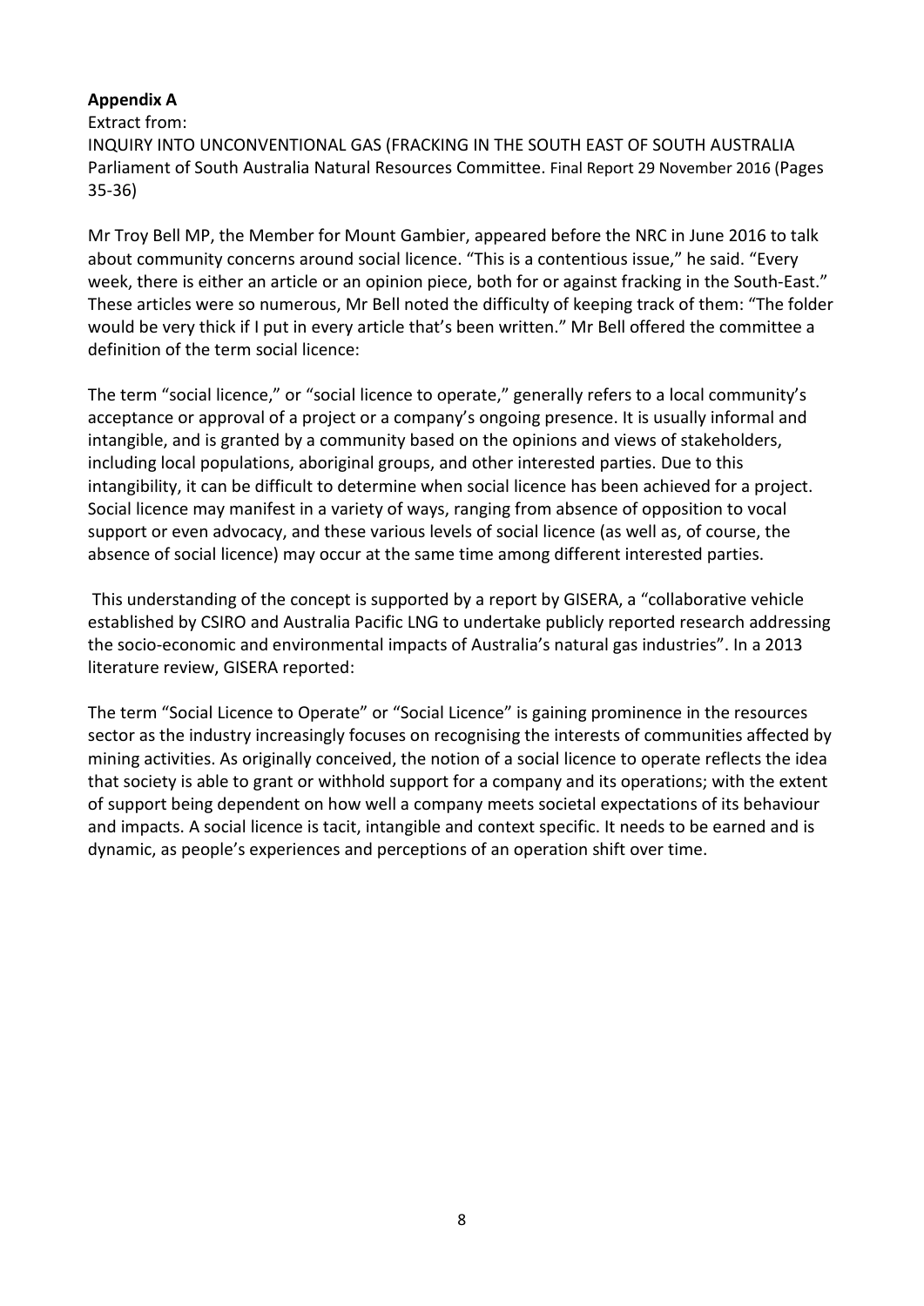**Appendix A**

Extract from:
INQUIRY INTO UNCONVENTIONAL GAS (FRACKING IN THE SOUTH EAST OF SOUTH AUSTRALIA Parliament of South Australia Natural Resources Committee. Final Report 29 November 2016 (Pages 35-36)

Mr Troy Bell MP, the Member for Mount Gambier, appeared before the NRC in June 2016 to talk about community concerns around social licence. "This is a contentious issue," he said. "Every week, there is either an article or an opinion piece, both for or against fracking in the South-East." These articles were so numerous, Mr Bell noted the difficulty of keeping track of them: "The folder would be very thick if I put in every article that's been written." Mr Bell offered the committee a definition of the term social licence:

The term "social licence," or "social licence to operate," generally refers to a local community's acceptance or approval of a project or a company's ongoing presence. It is usually informal and intangible, and is granted by a community based on the opinions and views of stakeholders, including local populations, aboriginal groups, and other interested parties. Due to this intangibility, it can be difficult to determine when social licence has been achieved for a project. Social licence may manifest in a variety of ways, ranging from absence of opposition to vocal support or even advocacy, and these various levels of social licence (as well as, of course, the absence of social licence) may occur at the same time among different interested parties.

This understanding of the concept is supported by a report by GISERA, a "collaborative vehicle established by CSIRO and Australia Pacific LNG to undertake publicly reported research addressing the socio-economic and environmental impacts of Australia's natural gas industries". In a 2013 literature review, GISERA reported:

The term "Social Licence to Operate" or "Social Licence" is gaining prominence in the resources sector as the industry increasingly focuses on recognising the interests of communities affected by mining activities. As originally conceived, the notion of a social licence to operate reflects the idea that society is able to grant or withhold support for a company and its operations; with the extent of support being dependent on how well a company meets societal expectations of its behaviour and impacts. A social licence is tacit, intangible and context specific. It needs to be earned and is dynamic, as people's experiences and perceptions of an operation shift over time.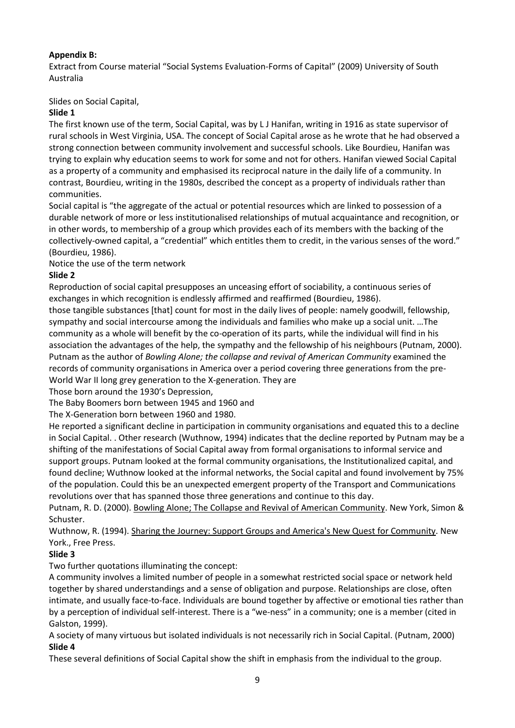**Appendix B:**

Extract from Course material "Social Systems Evaluation-Forms of Capital" (2009) University of South Australia

Slides on Social Capital,

**Slide 1**

The first known use of the term, Social Capital, was by L J Hanifan, writing in 1916 as state supervisor of rural schools in West Virginia, USA. The concept of Social Capital arose as he wrote that he had observed a strong connection between community involvement and successful schools. Like Bourdieu, Hanifan was trying to explain why education seems to work for some and not for others. Hanifan viewed Social Capital as a property of a community and emphasised its reciprocal nature in the daily life of a community. In contrast, Bourdieu, writing in the 1980s, described the concept as a property of individuals rather than communities.

Social capital is "the aggregate of the actual or potential resources which are linked to possession of a durable network of more or less institutionalised relationships of mutual acquaintance and recognition, or in other words, to membership of a group which provides each of its members with the backing of the collectively-owned capital, a "credential" which entitles them to credit, in the various senses of the word." (Bourdieu, 1986).

Notice the use of the term network

**Slide 2**

Reproduction of social capital presupposes an unceasing effort of sociability, a continuous series of exchanges in which recognition is endlessly affirmed and reaffirmed (Bourdieu, 1986).

those tangible substances [that] count for most in the daily lives of people: namely goodwill, fellowship, sympathy and social intercourse among the individuals and families who make up a social unit. …The community as a whole will benefit by the co-operation of its parts, while the individual will find in his association the advantages of the help, the sympathy and the fellowship of his neighbours (Putnam, 2000).

Putnam as the author of *Bowling Alone; the collapse and revival of American Community* examined the records of community organisations in America over a period covering three generations from the pre-World War II long grey generation to the X-generation. They are

Those born around the 1930's Depression,

The Baby Boomers born between 1945 and 1960 and

The X-Generation born between 1960 and 1980.

He reported a significant decline in participation in community organisations and equated this to a decline in Social Capital. . Other research (Wuthnow, 1994) indicates that the decline reported by Putnam may be a shifting of the manifestations of Social Capital away from formal organisations to informal service and support groups. Putnam looked at the formal community organisations, the Institutionalized capital, and found decline; Wuthnow looked at the informal networks, the Social capital and found involvement by 75% of the population. Could this be an unexpected emergent property of the Transport and Communications revolutions over that has spanned those three generations and continue to this day.

Putnam, R. D. (2000). Bowling Alone; The Collapse and Revival of American Community. New York, Simon & Schuster.

Wuthnow, R. (1994). Sharing the Journey: Support Groups and America's New Quest for Community. New York., Free Press.

**Slide 3**

Two further quotations illuminating the concept:

A community involves a limited number of people in a somewhat restricted social space or network held together by shared understandings and a sense of obligation and purpose. Relationships are close, often intimate, and usually face-to-face. Individuals are bound together by affective or emotional ties rather than by a perception of individual self-interest. There is a "we-ness" in a community; one is a member (cited in Galston, 1999).

A society of many virtuous but isolated individuals is not necessarily rich in Social Capital. (Putnam, 2000)

**Slide 4**

These several definitions of Social Capital show the shift in emphasis from the individual to the group.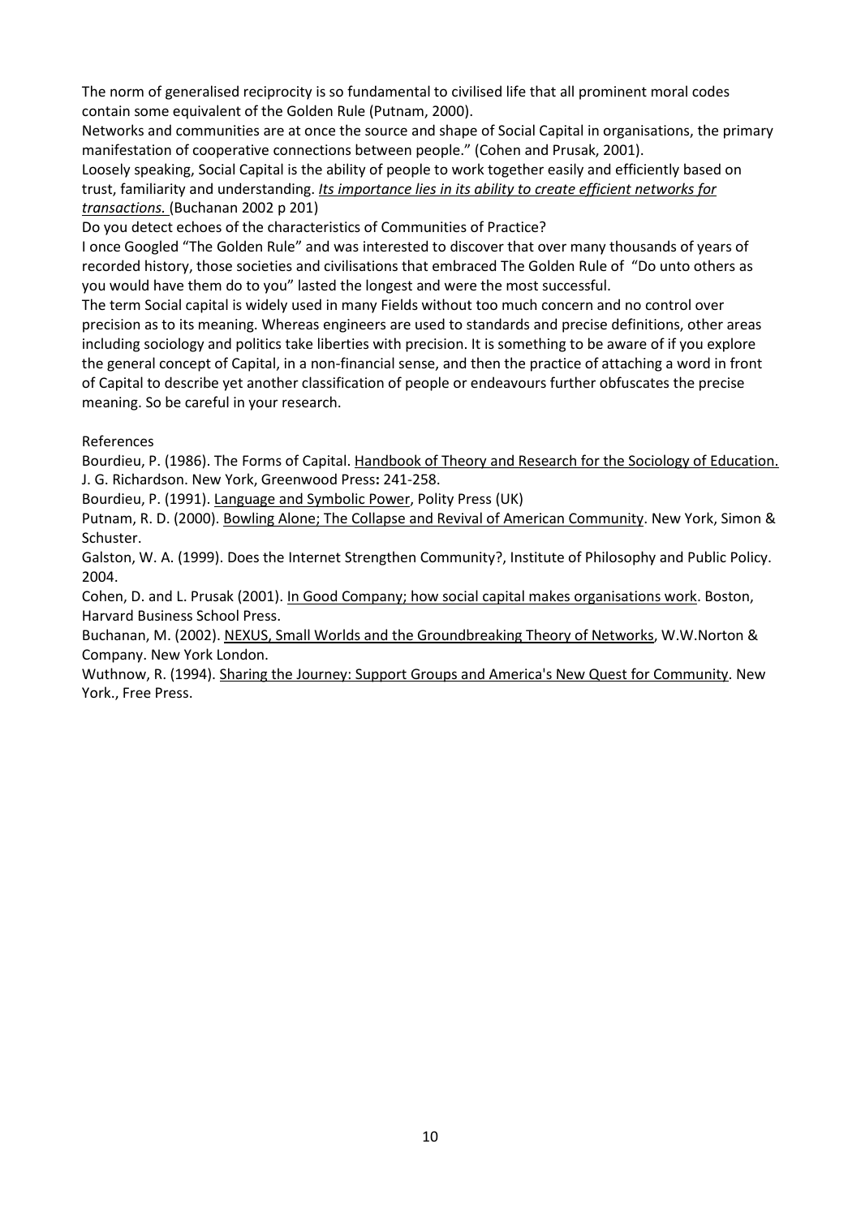The norm of generalised reciprocity is so fundamental to civilised life that all prominent moral codes contain some equivalent of the Golden Rule (Putnam, 2000).

Networks and communities are at once the source and shape of Social Capital in organisations, the primary manifestation of cooperative connections between people." (Cohen and Prusak, 2001).

Loosely speaking, Social Capital is the ability of people to work together easily and efficiently based on trust, familiarity and understanding. *Its importance lies in its ability to create efficient networks for transactions.* (Buchanan 2002 p 201)

Do you detect echoes of the characteristics of Communities of Practice?

I once Googled "The Golden Rule" and was interested to discover that over many thousands of years of recorded history, those societies and civilisations that embraced The Golden Rule of "Do unto others as you would have them do to you" lasted the longest and were the most successful.

The term Social capital is widely used in many Fields without too much concern and no control over precision as to its meaning. Whereas engineers are used to standards and precise definitions, other areas including sociology and politics take liberties with precision. It is something to be aware of if you explore the general concept of Capital, in a non-financial sense, and then the practice of attaching a word in front of Capital to describe yet another classification of people or endeavours further obfuscates the precise meaning. So be careful in your research.

References

Bourdieu, P. (1986). The Forms of Capital. Handbook of Theory and Research for the Sociology of Education. J. G. Richardson. New York, Greenwood Press**:** 241-258.

Bourdieu, P. (1991). Language and Symbolic Power, Polity Press (UK)

Putnam, R. D. (2000). Bowling Alone; The Collapse and Revival of American Community. New York, Simon & Schuster.

Galston, W. A. (1999). Does the Internet Strengthen Community?, Institute of Philosophy and Public Policy. 2004.

Cohen, D. and L. Prusak (2001). In Good Company; how social capital makes organisations work. Boston, Harvard Business School Press.

Buchanan, M. (2002). NEXUS, Small Worlds and the Groundbreaking Theory of Networks, W.W.Norton & Company. New York London.

Wuthnow, R. (1994). Sharing the Journey: Support Groups and America's New Quest for Community. New York., Free Press.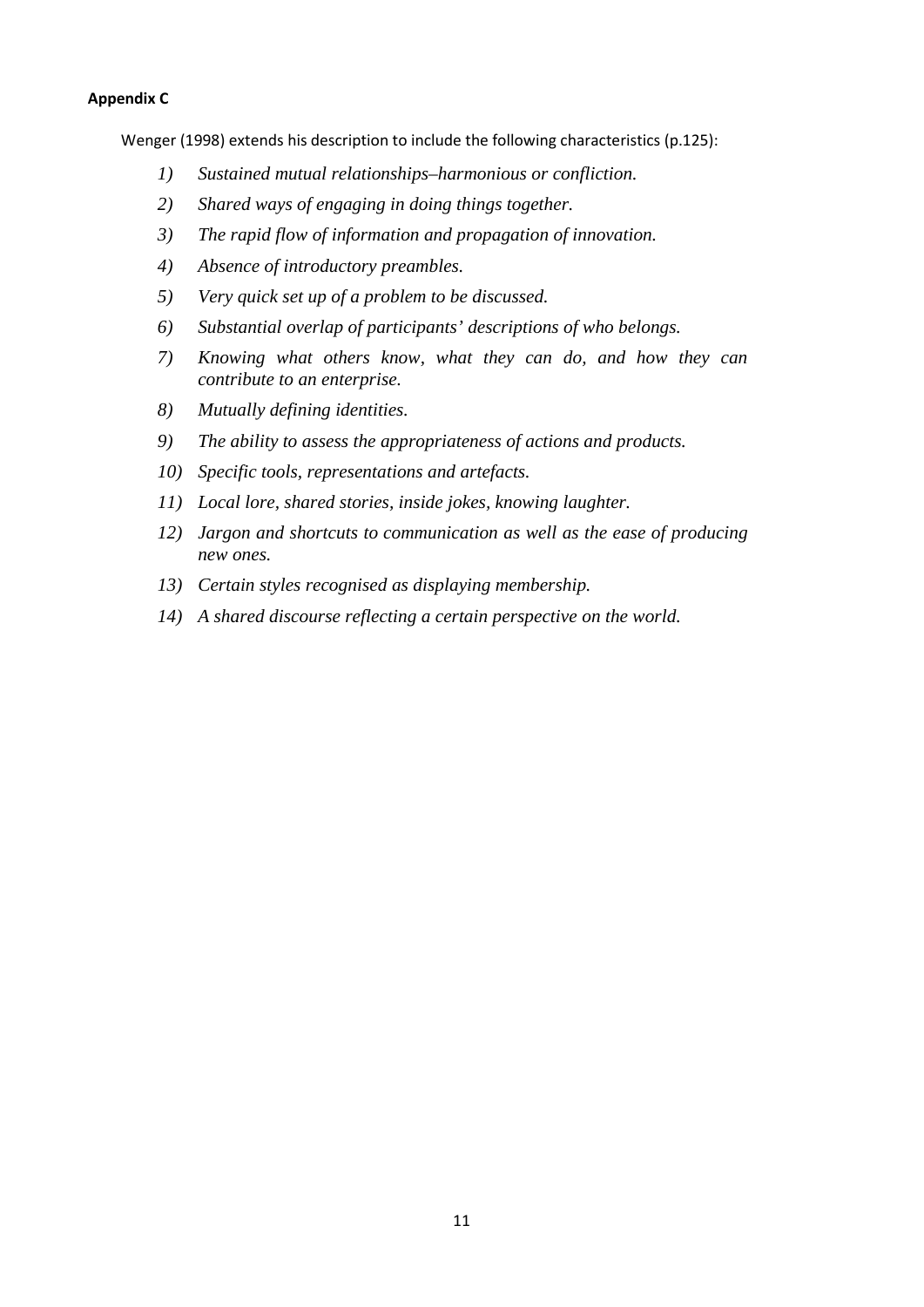**Appendix C**

Wenger (1998) extends his description to include the following characteristics (p.125):

1) *Sustained mutual relationships–harmonious or confliction.*
2) *Shared ways of engaging in doing things together.*
3) *The rapid flow of information and propagation of innovation.*
4) *Absence of introductory preambles.*
5) *Very quick set up of a problem to be discussed.*
6) *Substantial overlap of participants' descriptions of who belongs.*
7) *Knowing what others know, what they can do, and how they can contribute to an enterprise.*
8) *Mutually defining identities.*
9) *The ability to assess the appropriateness of actions and products.*
10) *Specific tools, representations and artefacts.*
11) *Local lore, shared stories, inside jokes, knowing laughter.*
12) *Jargon and shortcuts to communication as well as the ease of producing new ones.*
13) *Certain styles recognised as displaying membership.*
14) *A shared discourse reflecting a certain perspective on the world.*